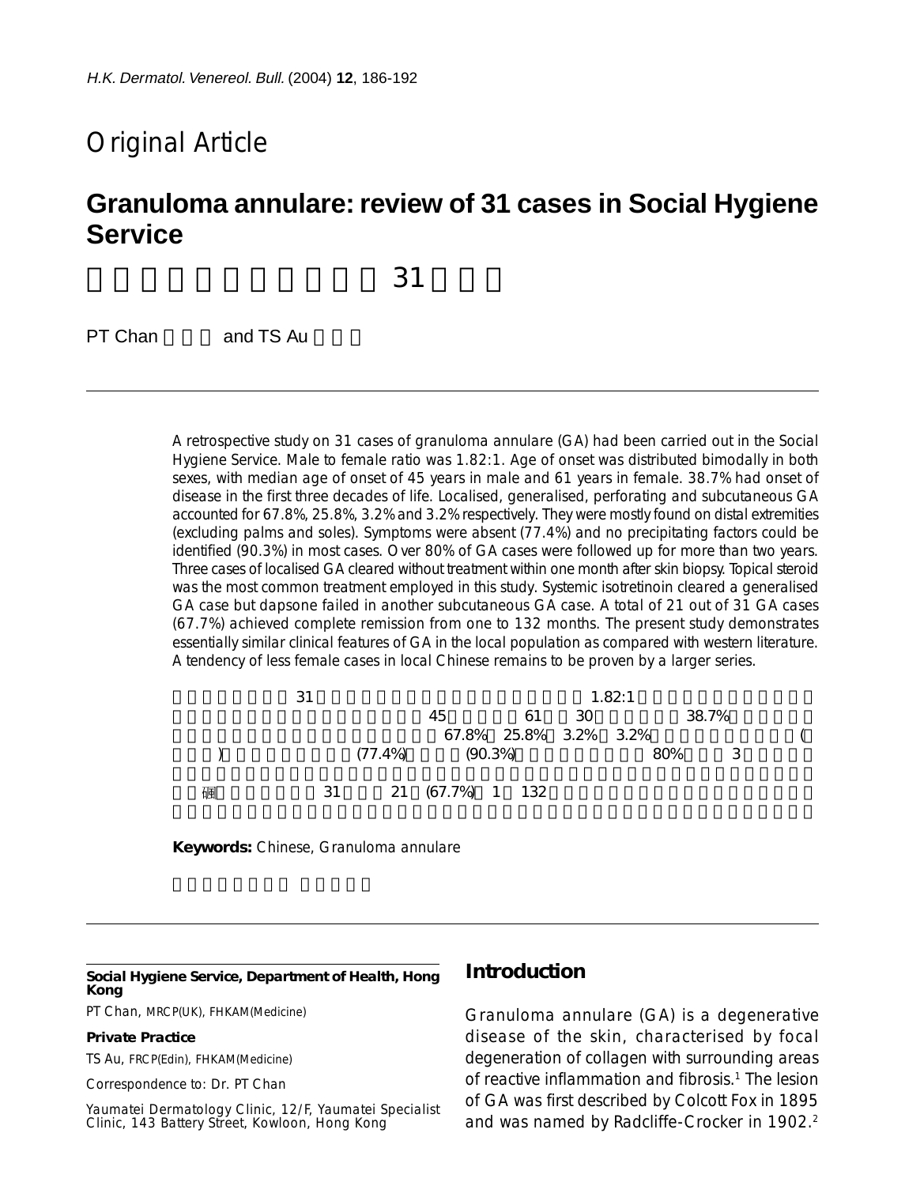Original Article

# Granuloma annulare: review of 31 cases in Social Hygiene Service

PT Chan and TS Au

A retrospective study on 31 cases of granuloma annulare (GA) had been carried out in the Social Hygiene Service. Male to female ratio was 1.82:1. Age of onset was distributed bimodally in both sexes, with median age of onset of 45 years in male and 61 years in female. 38.7% had onset of disease in the first three decades of life. Localised, generalised, perforating and subcutaneous GA accounted for 67.8%, 25.8%, 3.2% and 3.2% respectively. They were mostly found on distal extremities (excluding palms and soles). Symptoms were absent (77.4%) and no precipitating factors could be identified (90.3%) in most cases. Over 80% of GA cases were followed up for more than two years. Three cases of localised GA cleared without treatment within one month after skin biopsy. Topical steroid was the most common treatment employed in this study. Systemic isotretinoin cleared a generalised GA case but dapsone failed in another subcutaneous GA case. A total of 21 out of 31 GA cases (67.7%) achieved complete remission from one to 132 months. The present study demonstrates essentially similar clinical features of GA in the local population as compared with western literature. A tendency of less female cases in local Chinese remains to be proven by a larger series.

**Keywords:** Chinese, Granuloma annulare

**Social Hygiene Service, Department of Health, Hong Kong**

PT Chan, MRCP(UK), FHKAM(Medicine)

**Private Practice**

TS Au, FRCP(Edin), FHKAM(Medicine)

Correspondence to: Dr. PT Chan

Yaumatei Dermatology Clinic, 12/F, Yaumatei Specialist Clinic, 143 Battery Street, Kowloon, Hong Kong

## Introduction

Granuloma annulare (GA) is a degenerative disease of the skin, characterised by focal degeneration of collagen with surrounding areas of reactive inflammation and fibrosis.[1] The lesion of GA was first described by Colcott Fox in 1895 and was named by Radcliffe-Crocker in 1902.[2]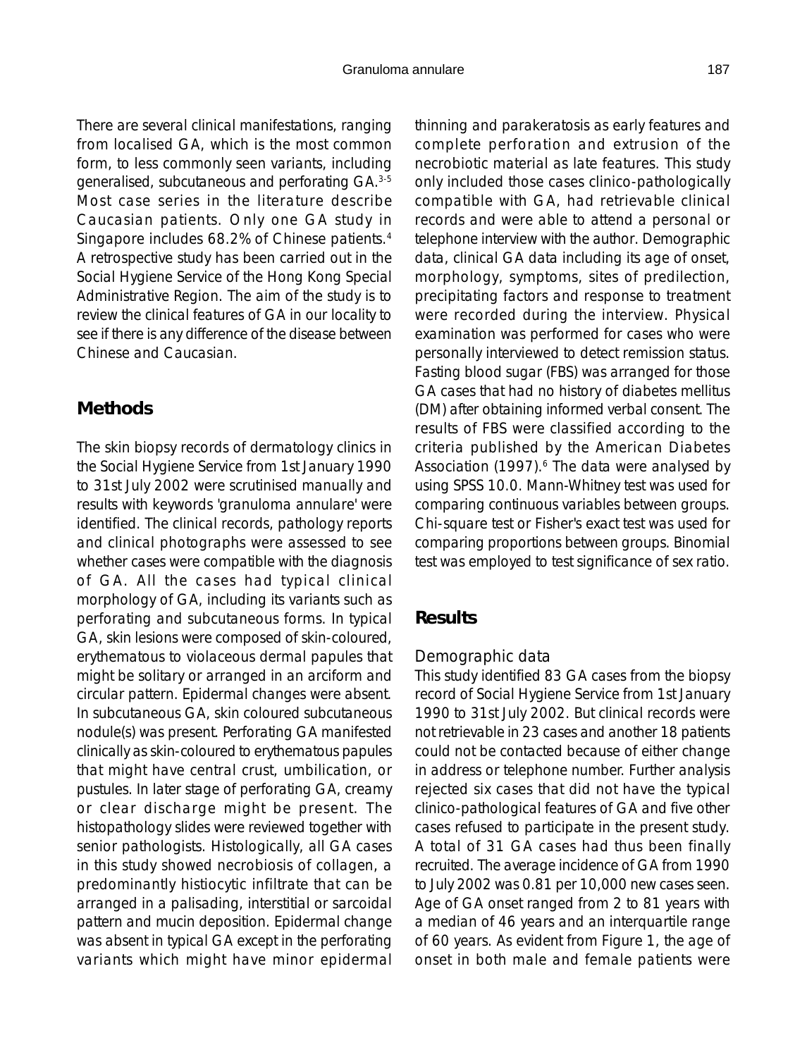There are several clinical manifestations, ranging from localised GA, which is the most common form, to less commonly seen variants, including generalised, subcutaneous and perforating GA.[3-5] Most case series in the literature describe Caucasian patients. Only one GA study in Singapore includes 68.2% of Chinese patients.[4] A retrospective study has been carried out in the Social Hygiene Service of the Hong Kong Special Administrative Region. The aim of the study is to review the clinical features of GA in our locality to see if there is any difference of the disease between Chinese and Caucasian.

## Methods

The skin biopsy records of dermatology clinics in the Social Hygiene Service from 1st January 1990 to 31st July 2002 were scrutinised manually and results with keywords 'granuloma annulare' were identified. The clinical records, pathology reports and clinical photographs were assessed to see whether cases were compatible with the diagnosis of GA. All the cases had typical clinical morphology of GA, including its variants such as perforating and subcutaneous forms. In typical GA, skin lesions were composed of skin-coloured, erythematous to violaceous dermal papules that might be solitary or arranged in an arciform and circular pattern. Epidermal changes were absent. In subcutaneous GA, skin coloured subcutaneous nodule(s) was present. Perforating GA manifested clinically as skin-coloured to erythematous papules that might have central crust, umbilication, or pustules. In later stage of perforating GA, creamy or clear discharge might be present. The histopathology slides were reviewed together with senior pathologists. Histologically, all GA cases in this study showed necrobiosis of collagen, a predominantly histiocytic infiltrate that can be arranged in a palisading, interstitial or sarcoidal pattern and mucin deposition. Epidermal change was absent in typical GA except in the perforating variants which might have minor epidermal thinning and parakeratosis as early features and complete perforation and extrusion of the necrobiotic material as late features. This study only included those cases clinico-pathologically compatible with GA, had retrievable clinical records and were able to attend a personal or telephone interview with the author. Demographic data, clinical GA data including its age of onset, morphology, symptoms, sites of predilection, precipitating factors and response to treatment were recorded during the interview. Physical examination was performed for cases who were personally interviewed to detect remission status. Fasting blood sugar (FBS) was arranged for those GA cases that had no history of diabetes mellitus (DM) after obtaining informed verbal consent. The results of FBS were classified according to the criteria published by the American Diabetes Association (1997).[6] The data were analysed by using SPSS 10.0. Mann-Whitney test was used for comparing continuous variables between groups. Chi-square test or Fisher's exact test was used for comparing proportions between groups. Binomial test was employed to test significance of sex ratio.

## Results

### Demographic data

This study identified 83 GA cases from the biopsy record of Social Hygiene Service from 1st January 1990 to 31st July 2002. But clinical records were not retrievable in 23 cases and another 18 patients could not be contacted because of either change in address or telephone number. Further analysis rejected six cases that did not have the typical clinico-pathological features of GA and five other cases refused to participate in the present study. A total of 31 GA cases had thus been finally recruited. The average incidence of GA from 1990 to July 2002 was 0.81 per 10,000 new cases seen. Age of GA onset ranged from 2 to 81 years with a median of 46 years and an interquartile range of 60 years. As evident from Figure 1, the age of onset in both male and female patients were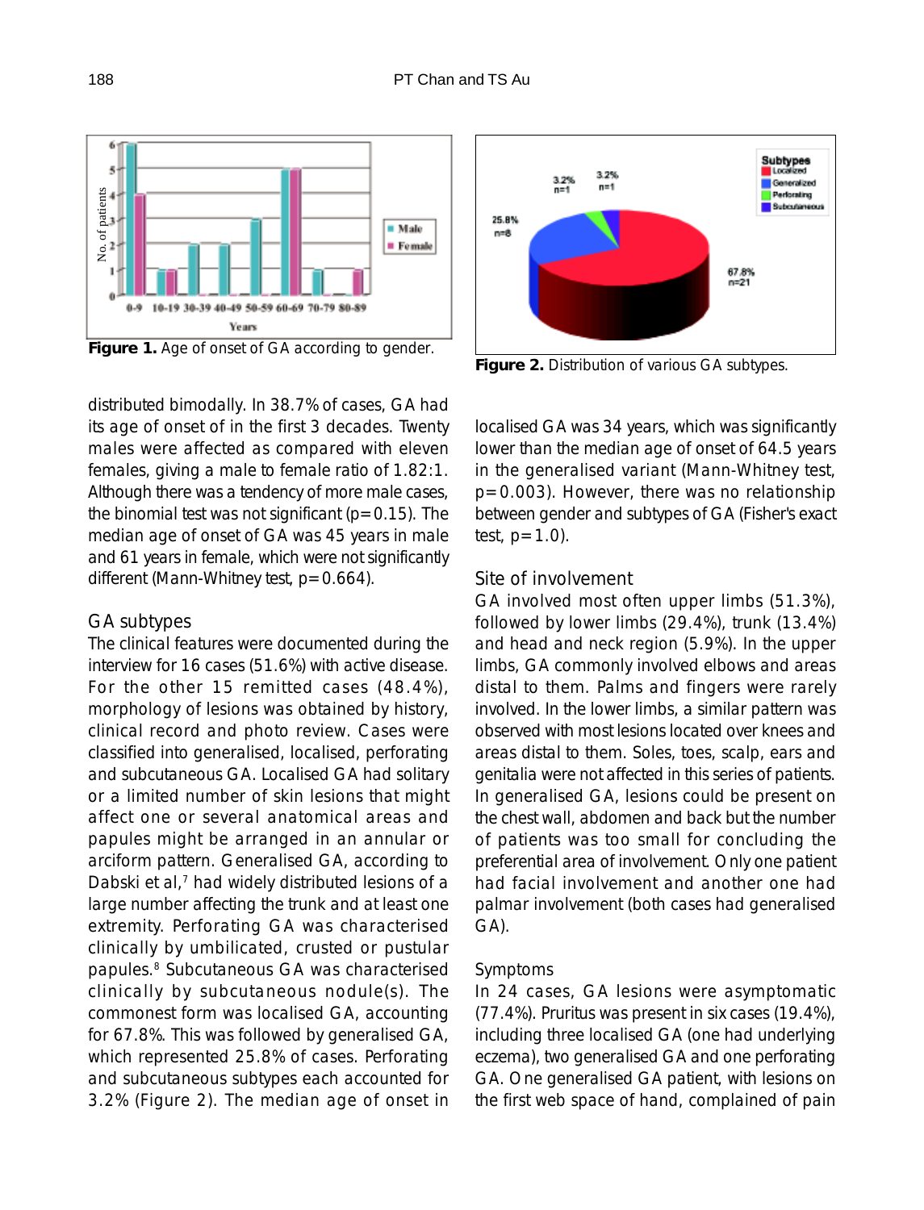Figure 1. Age of onset of GA according to gender.

Figure 2. Distribution of various GA subtypes.

distributed bimodally. In 38.7% of cases, GA had its age of onset of in the first 3 decades. Twenty males were affected as compared with eleven females, giving a male to female ratio of 1.82:1. Although there was a tendency of more male cases, the binomial test was not significant (p=0.15). The median age of onset of GA was 45 years in male and 61 years in female, which were not significantly different (Mann-Whitney test, p=0.664).

### GA subtypes

The clinical features were documented during the interview for 16 cases (51.6%) with active disease. For the other 15 remitted cases (48.4%), morphology of lesions was obtained by history, clinical record and photo review. Cases were classified into generalised, localised, perforating and subcutaneous GA. Localised GA had solitary or a limited number of skin lesions that might affect one or several anatomical areas and papules might be arranged in an annular or arciform pattern. Generalised GA, according to Dabski et al,[7] had widely distributed lesions of a large number affecting the trunk and at least one extremity. Perforating GA was characterised clinically by umbilicated, crusted or pustular papules.[8] Subcutaneous GA was characterised clinically by subcutaneous nodule(s). The commonest form was localised GA, accounting for 67.8%. This was followed by generalised GA, which represented 25.8% of cases. Perforating and subcutaneous subtypes each accounted for 3.2% (Figure 2). The median age of onset in localised GA was 34 years, which was significantly lower than the median age of onset of 64.5 years in the generalised variant (Mann-Whitney test, p=0.003). However, there was no relationship between gender and subtypes of GA (Fisher's exact test, p=1.0).

### Site of involvement

GA involved most often upper limbs (51.3%), followed by lower limbs (29.4%), trunk (13.4%) and head and neck region (5.9%). In the upper limbs, GA commonly involved elbows and areas distal to them. Palms and fingers were rarely involved. In the lower limbs, a similar pattern was observed with most lesions located over knees and areas distal to them. Soles, toes, scalp, ears and genitalia were not affected in this series of patients. In generalised GA, lesions could be present on the chest wall, abdomen and back but the number of patients was too small for concluding the preferential area of involvement. Only one patient had facial involvement and another one had palmar involvement (both cases had generalised GA).

### Symptoms

In 24 cases, GA lesions were asymptomatic (77.4%). Pruritus was present in six cases (19.4%), including three localised GA (one had underlying eczema), two generalised GA and one perforating GA. One generalised GA patient, with lesions on the first web space of hand, complained of pain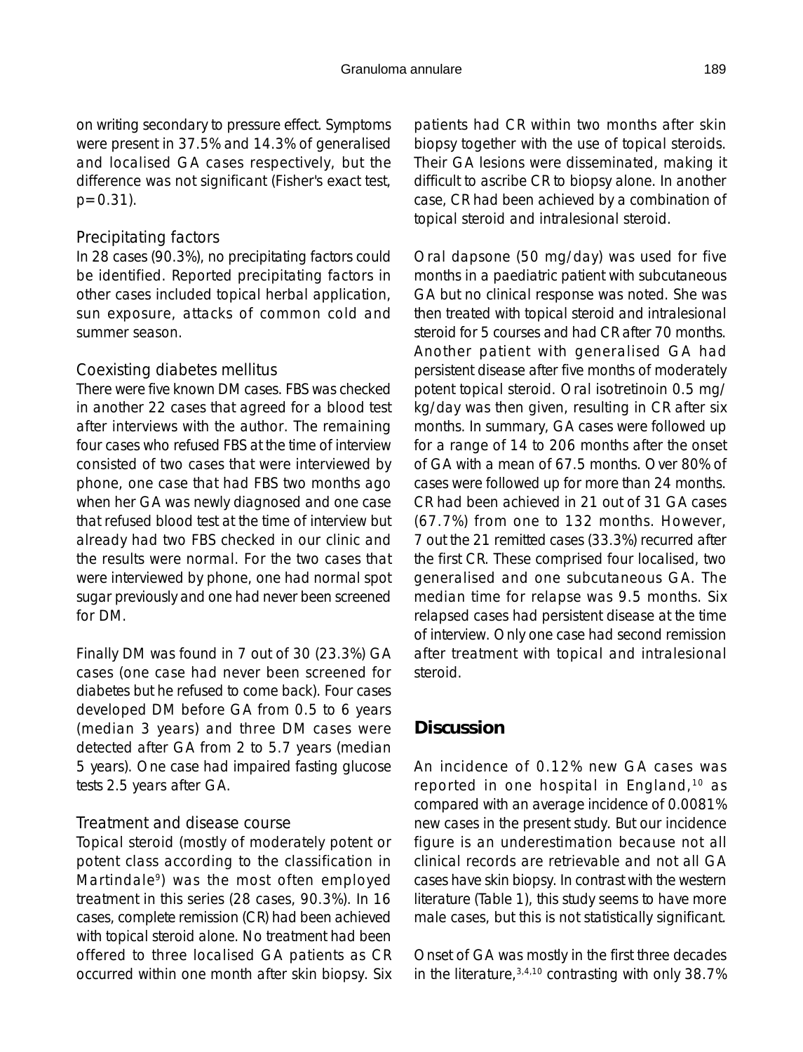on writing secondary to pressure effect. Symptoms were present in 37.5% and 14.3% of generalised and localised GA cases respectively, but the difference was not significant (Fisher's exact test, $p=0.31$).

### Precipitating factors

In 28 cases (90.3%), no precipitating factors could be identified. Reported precipitating factors in other cases included topical herbal application, sun exposure, attacks of common cold and summer season.

### Coexisting diabetes mellitus

There were five known DM cases. FBS was checked in another 22 cases that agreed for a blood test after interviews with the author. The remaining four cases who refused FBS at the time of interview consisted of two cases that were interviewed by phone, one case that had FBS two months ago when her GA was newly diagnosed and one case that refused blood test at the time of interview but already had two FBS checked in our clinic and the results were normal. For the two cases that were interviewed by phone, one had normal spot sugar previously and one had never been screened for DM.

Finally DM was found in 7 out of 30 (23.3%) GA cases (one case had never been screened for diabetes but he refused to come back). Four cases developed DM before GA from 0.5 to 6 years (median 3 years) and three DM cases were detected after GA from 2 to 5.7 years (median 5 years). One case had impaired fasting glucose tests 2.5 years after GA.

### Treatment and disease course

Topical steroid (mostly of moderately potent or potent class according to the classification in Martindale[9]) was the most often employed treatment in this series (28 cases, 90.3%). In 16 cases, complete remission (CR) had been achieved with topical steroid alone. No treatment had been offered to three localised GA patients as CR occurred within one month after skin biopsy. Six patients had CR within two months after skin biopsy together with the use of topical steroids. Their GA lesions were disseminated, making it difficult to ascribe CR to biopsy alone. In another case, CR had been achieved by a combination of topical steroid and intralesional steroid.

Oral dapsone (50 mg/day) was used for five months in a paediatric patient with subcutaneous GA but no clinical response was noted. She was then treated with topical steroid and intralesional steroid for 5 courses and had CR after 70 months. Another patient with generalised GA had persistent disease after five months of moderately potent topical steroid. Oral isotretinoin 0.5 mg/kg/day was then given, resulting in CR after six months. In summary, GA cases were followed up for a range of 14 to 206 months after the onset of GA with a mean of 67.5 months. Over 80% of cases were followed up for more than 24 months. CR had been achieved in 21 out of 31 GA cases (67.7%) from one to 132 months. However, 7 out the 21 remitted cases (33.3%) recurred after the first CR. These comprised four localised, two generalised and one subcutaneous GA. The median time for relapse was 9.5 months. Six relapsed cases had persistent disease at the time of interview. Only one case had second remission after treatment with topical and intralesional steroid.

## Discussion

An incidence of 0.12% new GA cases was reported in one hospital in England,[10] as compared with an average incidence of 0.0081% new cases in the present study. But our incidence figure is an underestimation because not all clinical records are retrievable and not all GA cases have skin biopsy. In contrast with the western literature (Table 1), this study seems to have more male cases, but this is not statistically significant.

Onset of GA was mostly in the first three decades in the literature,[3,4,10] contrasting with only 38.7%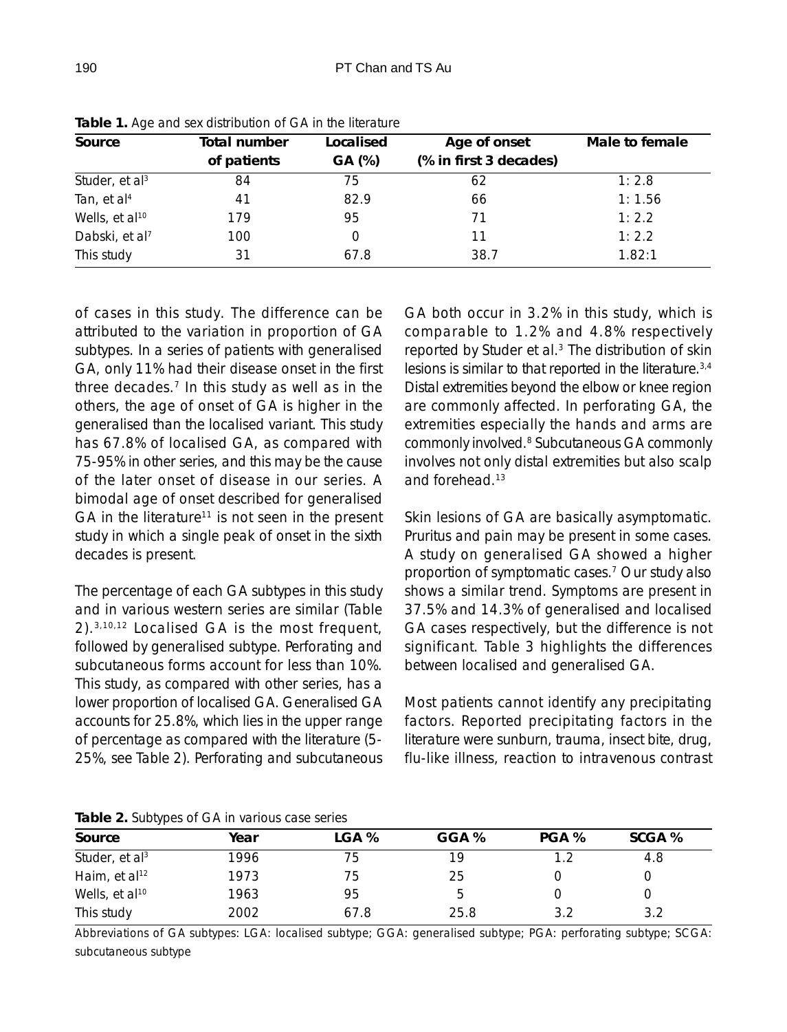**Table 1.** Age and sex distribution of GA in the literature

| Source | Total number of patients | Localised GA (%) | Age of onset (% in first 3 decades) | Male to female |
|---|---|---|---|---|
| Studer, et al[3] | 84 | 75 | 62 | 1: 2.8 |
| Tan, et al[4] | 41 | 82.9 | 66 | 1: 1.56 |
| Wells, et al[10] | 179 | 95 | 71 | 1: 2.2 |
| Dabski, et al[7] | 100 | 0 | 11 | 1: 2.2 |
| This study | 31 | 67.8 | 38.7 | 1.82:1 |

of cases in this study. The difference can be attributed to the variation in proportion of GA subtypes. In a series of patients with generalised GA, only 11% had their disease onset in the first three decades.[7] In this study as well as in the others, the age of onset of GA is higher in the generalised than the localised variant. This study has 67.8% of localised GA, as compared with 75-95% in other series, and this may be the cause of the later onset of disease in our series. A bimodal age of onset described for generalised GA in the literature[11] is not seen in the present study in which a single peak of onset in the sixth decades is present.

The percentage of each GA subtypes in this study and in various western series are similar (Table 2).[3,10,12] Localised GA is the most frequent, followed by generalised subtype. Perforating and subcutaneous forms account for less than 10%. This study, as compared with other series, has a lower proportion of localised GA. Generalised GA accounts for 25.8%, which lies in the upper range of percentage as compared with the literature (5-25%, see Table 2). Perforating and subcutaneous GA both occur in 3.2% in this study, which is comparable to 1.2% and 4.8% respectively reported by Studer et al.[3] The distribution of skin lesions is similar to that reported in the literature.[3,4] Distal extremities beyond the elbow or knee region are commonly affected. In perforating GA, the extremities especially the hands and arms are commonly involved.[8] Subcutaneous GA commonly involves not only distal extremities but also scalp and forehead.[13]

Skin lesions of GA are basically asymptomatic. Pruritus and pain may be present in some cases. A study on generalised GA showed a higher proportion of symptomatic cases.[7] Our study also shows a similar trend. Symptoms are present in 37.5% and 14.3% of generalised and localised GA cases respectively, but the difference is not significant. Table 3 highlights the differences between localised and generalised GA.

Most patients cannot identify any precipitating factors. Reported precipitating factors in the literature were sunburn, trauma, insect bite, drug, flu-like illness, reaction to intravenous contrast

**Table 2.** Subtypes of GA in various case series

| Source | Year | LGA % | GGA % | PGA % | SCGA % |
|---|---|---|---|---|---|
| Studer, et al[3] | 1996 | 75 | 19 | 1.2 | 4.8 |
| Haim, et al[12] | 1973 | 75 | 25 | 0 | 0 |
| Wells, et al[10] | 1963 | 95 | 5 | 0 | 0 |
| This study | 2002 | 67.8 | 25.8 | 3.2 | 3.2 |

Abbreviations of GA subtypes: LGA: localised subtype; GGA: generalised subtype; PGA: perforating subtype; SCGA: subcutaneous subtype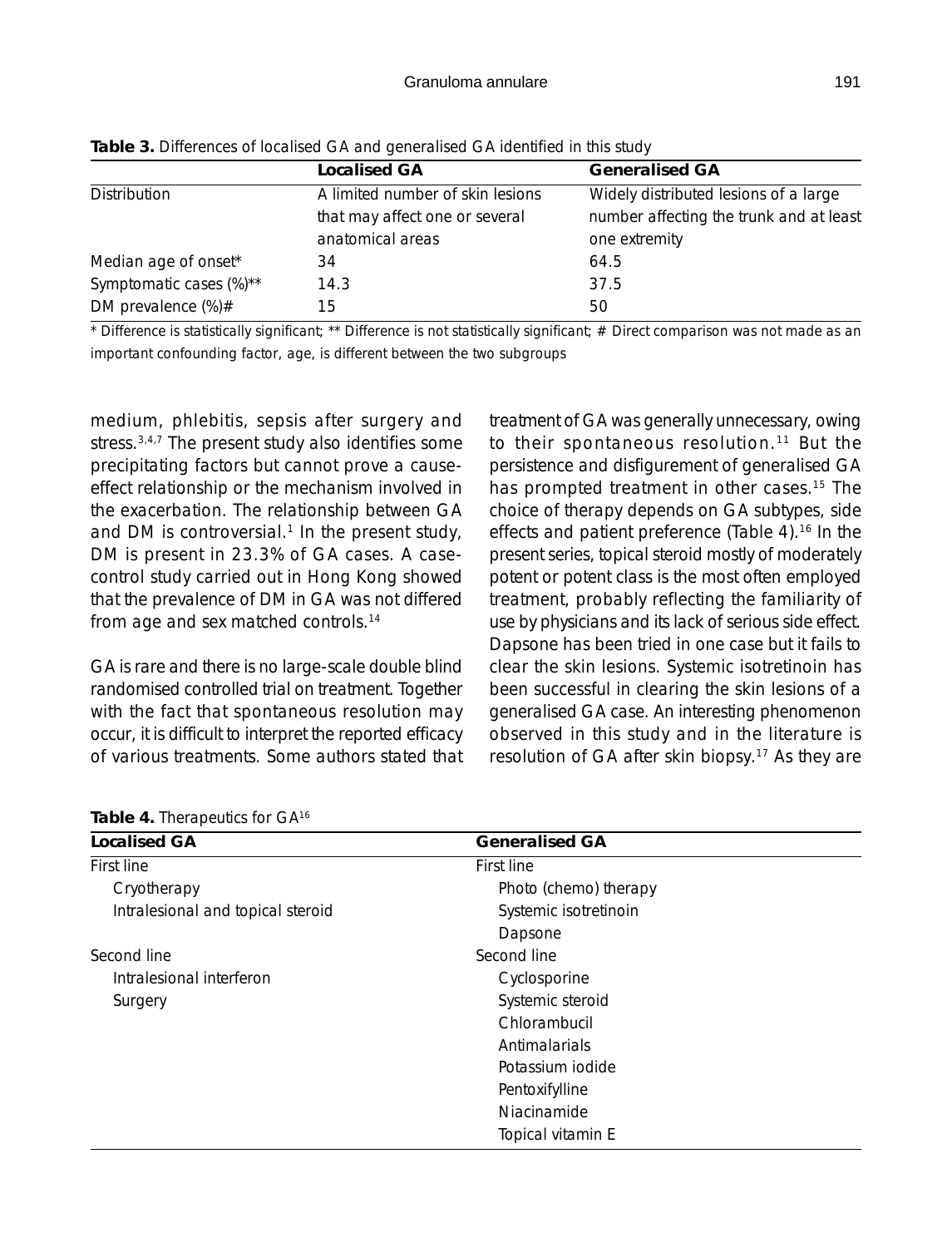**Table 3.** Differences of localised GA and generalised GA identified in this study

| | Localised GA | Generalised GA |
|---|---|---|
| Distribution | A limited number of skin lesions that may affect one or several anatomical areas | Widely distributed lesions of a large number affecting the trunk and at least one extremity |
| Median age of onset* | 34 | 64.5 |
| Symptomatic cases (%)** | 14.3 | 37.5 |
| DM prevalence (%)# | 15 | 50 |

* Difference is statistically significant; ** Difference is not statistically significant; # Direct comparison was not made as an important confounding factor, age, is different between the two subgroups

medium, phlebitis, sepsis after surgery and stress.[3,4,7] The present study also identifies some precipitating factors but cannot prove a cause-effect relationship or the mechanism involved in the exacerbation. The relationship between GA and DM is controversial.[1] In the present study, DM is present in 23.3% of GA cases. A case-control study carried out in Hong Kong showed that the prevalence of DM in GA was not differed from age and sex matched controls.[14]

GA is rare and there is no large-scale double blind randomised controlled trial on treatment. Together with the fact that spontaneous resolution may occur, it is difficult to interpret the reported efficacy of various treatments. Some authors stated that treatment of GA was generally unnecessary, owing to their spontaneous resolution.[11] But the persistence and disfigurement of generalised GA has prompted treatment in other cases.[15] The choice of therapy depends on GA subtypes, side effects and patient preference (Table 4).[16] In the present series, topical steroid mostly of moderately potent or potent class is the most often employed treatment, probably reflecting the familiarity of use by physicians and its lack of serious side effect. Dapsone has been tried in one case but it fails to clear the skin lesions. Systemic isotretinoin has been successful in clearing the skin lesions of a generalised GA case. An interesting phenomenon observed in this study and in the literature is resolution of GA after skin biopsy.[17] As they are

**Table 4.** Therapeutics for GA[16]

| Localised GA | Generalised GA |
|---|---|
| First line | First line |
| Cryotherapy | Photo (chemo) therapy |
| Intralesional and topical steroid | Systemic isotretinoin |
| | Dapsone |
| Second line | Second line |
| Intralesional interferon | Cyclosporine |
| Surgery | Systemic steroid |
| | Chlorambucil |
| | Antimalarials |
| | Potassium iodide |
| | Pentoxifylline |
| | Niacinamide |
| | Topical vitamin E |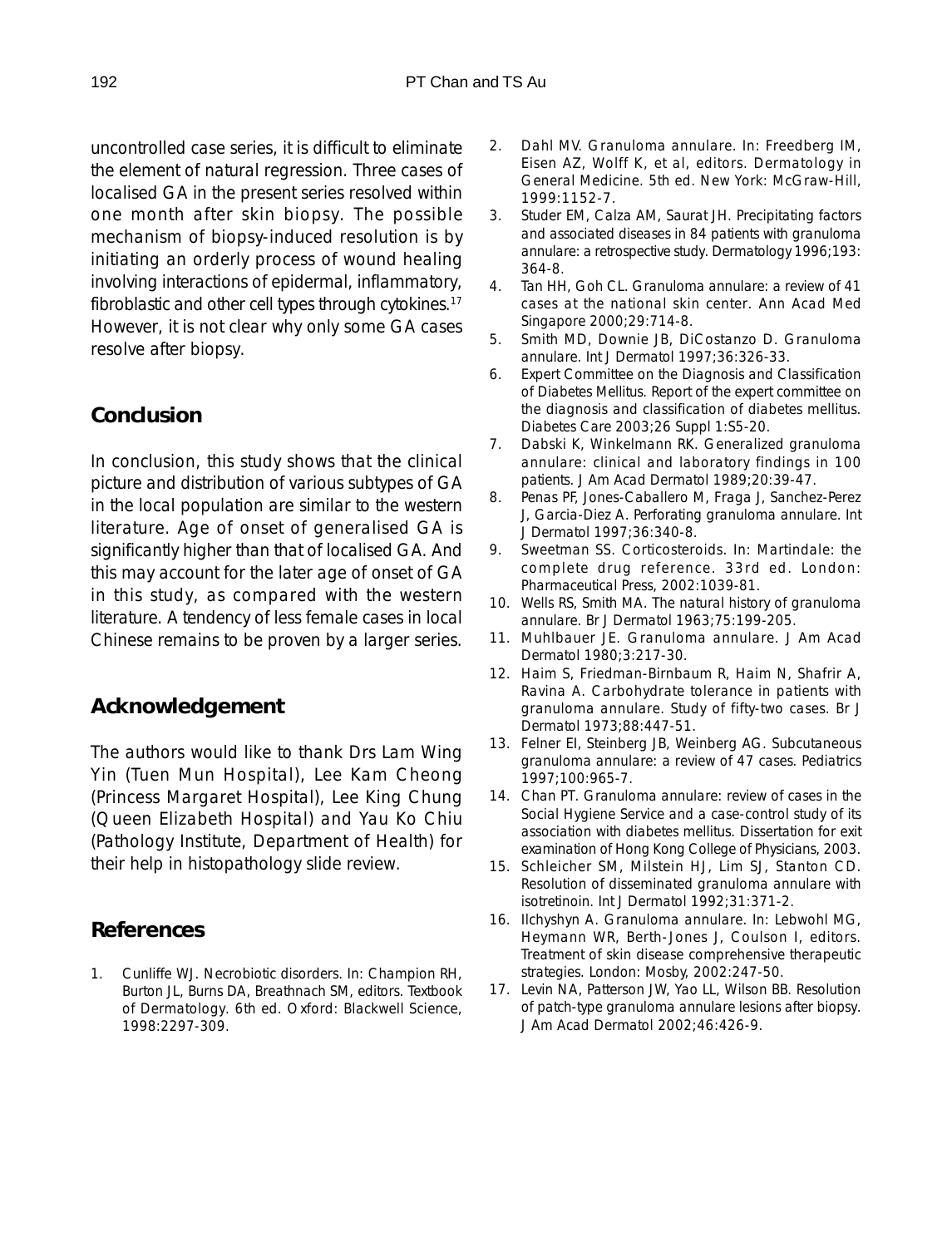uncontrolled case series, it is difficult to eliminate the element of natural regression. Three cases of localised GA in the present series resolved within one month after skin biopsy. The possible mechanism of biopsy-induced resolution is by initiating an orderly process of wound healing involving interactions of epidermal, inflammatory, fibroblastic and other cell types through cytokines.[17] However, it is not clear why only some GA cases resolve after biopsy.

## Conclusion

In conclusion, this study shows that the clinical picture and distribution of various subtypes of GA in the local population are similar to the western literature. Age of onset of generalised GA is significantly higher than that of localised GA. And this may account for the later age of onset of GA in this study, as compared with the western literature. A tendency of less female cases in local Chinese remains to be proven by a larger series.

## Acknowledgement

The authors would like to thank Drs Lam Wing Yin (Tuen Mun Hospital), Lee Kam Cheong (Princess Margaret Hospital), Lee King Chung (Queen Elizabeth Hospital) and Yau Ko Chiu (Pathology Institute, Department of Health) for their help in histopathology slide review.

## References

1. Cunliffe WJ. Necrobiotic disorders. In: Champion RH, Burton JL, Burns DA, Breathnach SM, editors. Textbook of Dermatology. 6th ed. Oxford: Blackwell Science, 1998:2297-309.
2. Dahl MV. Granuloma annulare. In: Freedberg IM, Eisen AZ, Wolff K, et al, editors. Dermatology in General Medicine. 5th ed. New York: McGraw-Hill, 1999:1152-7.
3. Studer EM, Calza AM, Saurat JH. Precipitating factors and associated diseases in 84 patients with granuloma annulare: a retrospective study. Dermatology 1996;193: 364-8.
4. Tan HH, Goh CL. Granuloma annulare: a review of 41 cases at the national skin center. Ann Acad Med Singapore 2000;29:714-8.
5. Smith MD, Downie JB, DiCostanzo D. Granuloma annulare. Int J Dermatol 1997;36:326-33.
6. Expert Committee on the Diagnosis and Classification of Diabetes Mellitus. Report of the expert committee on the diagnosis and classification of diabetes mellitus. Diabetes Care 2003;26 Suppl 1:S5-20.
7. Dabski K, Winkelmann RK. Generalized granuloma annulare: clinical and laboratory findings in 100 patients. J Am Acad Dermatol 1989;20:39-47.
8. Penas PF, Jones-Caballero M, Fraga J, Sanchez-Perez J, Garcia-Diez A. Perforating granuloma annulare. Int J Dermatol 1997;36:340-8.
9. Sweetman SS. Corticosteroids. In: Martindale: the complete drug reference. 33rd ed. London: Pharmaceutical Press, 2002:1039-81.
10. Wells RS, Smith MA. The natural history of granuloma annulare. Br J Dermatol 1963;75:199-205.
11. Muhlbauer JE. Granuloma annulare. J Am Acad Dermatol 1980;3:217-30.
12. Haim S, Friedman-Birnbaum R, Haim N, Shafrir A, Ravina A. Carbohydrate tolerance in patients with granuloma annulare. Study of fifty-two cases. Br J Dermatol 1973;88:447-51.
13. Felner EI, Steinberg JB, Weinberg AG. Subcutaneous granuloma annulare: a review of 47 cases. Pediatrics 1997;100:965-7.
14. Chan PT. Granuloma annulare: review of cases in the Social Hygiene Service and a case-control study of its association with diabetes mellitus. Dissertation for exit examination of Hong Kong College of Physicians, 2003.
15. Schleicher SM, Milstein HJ, Lim SJ, Stanton CD. Resolution of disseminated granuloma annulare with isotretinoin. Int J Dermatol 1992;31:371-2.
16. Ilchyshyn A. Granuloma annulare. In: Lebwohl MG, Heymann WR, Berth-Jones J, Coulson I, editors. Treatment of skin disease comprehensive therapeutic strategies. London: Mosby, 2002:247-50.
17. Levin NA, Patterson JW, Yao LL, Wilson BB. Resolution of patch-type granuloma annulare lesions after biopsy. J Am Acad Dermatol 2002;46:426-9.